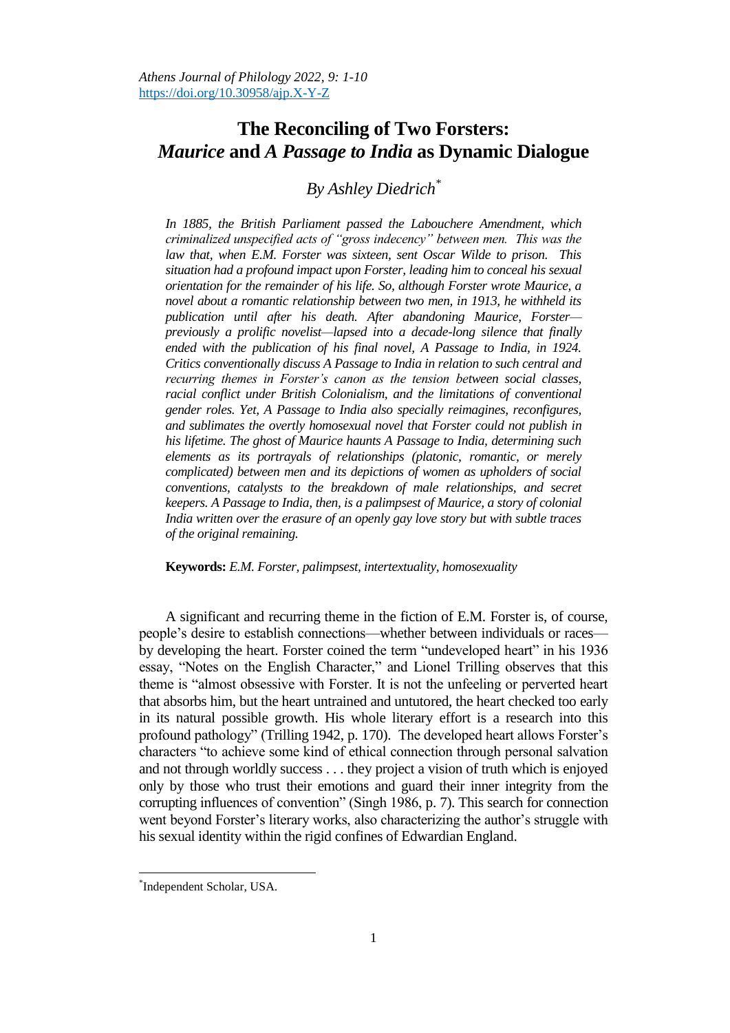# The Reconciling of Two Forsters: *Maurice* and *A Passage to India* as Dynamic Dialogue

### *By Ashley Diedrich*[*]

*In 1885, the British Parliament passed the Labouchere Amendment, which criminalized unspecified acts of "gross indecency" between men. This was the law that, when E.M. Forster was sixteen, sent Oscar Wilde to prison. This situation had a profound impact upon Forster, leading him to conceal his sexual orientation for the remainder of his life. So, although Forster wrote Maurice, a novel about a romantic relationship between two men, in 1913, he withheld its publication until after his death. After abandoning Maurice, Forster—previously a prolific novelist—lapsed into a decade-long silence that finally ended with the publication of his final novel, A Passage to India, in 1924. Critics conventionally discuss A Passage to India in relation to such central and recurring themes in Forster's canon as the tension between social classes, racial conflict under British Colonialism, and the limitations of conventional gender roles. Yet, A Passage to India also specially reimagines, reconfigures, and sublimates the overtly homosexual novel that Forster could not publish in his lifetime. The ghost of Maurice haunts A Passage to India, determining such elements as its portrayals of relationships (platonic, romantic, or merely complicated) between men and its depictions of women as upholders of social conventions, catalysts to the breakdown of male relationships, and secret keepers. A Passage to India, then, is a palimpsest of Maurice, a story of colonial India written over the erasure of an openly gay love story but with subtle traces of the original remaining.*

**Keywords:** *E.M. Forster, palimpsest, intertextuality, homosexuality*

A significant and recurring theme in the fiction of E.M. Forster is, of course, people's desire to establish connections—whether between individuals or races—by developing the heart. Forster coined the term "undeveloped heart" in his 1936 essay, "Notes on the English Character," and Lionel Trilling observes that this theme is "almost obsessive with Forster. It is not the unfeeling or perverted heart that absorbs him, but the heart untrained and untutored, the heart checked too early in its natural possible growth. His whole literary effort is a research into this profound pathology" (Trilling 1942, p. 170). The developed heart allows Forster's characters "to achieve some kind of ethical connection through personal salvation and not through worldly success . . . they project a vision of truth which is enjoyed only by those who trust their emotions and guard their inner integrity from the corrupting influences of convention" (Singh 1986, p. 7). This search for connection went beyond Forster's literary works, also characterizing the author's struggle with his sexual identity within the rigid confines of Edwardian England.

[*] Independent Scholar, USA.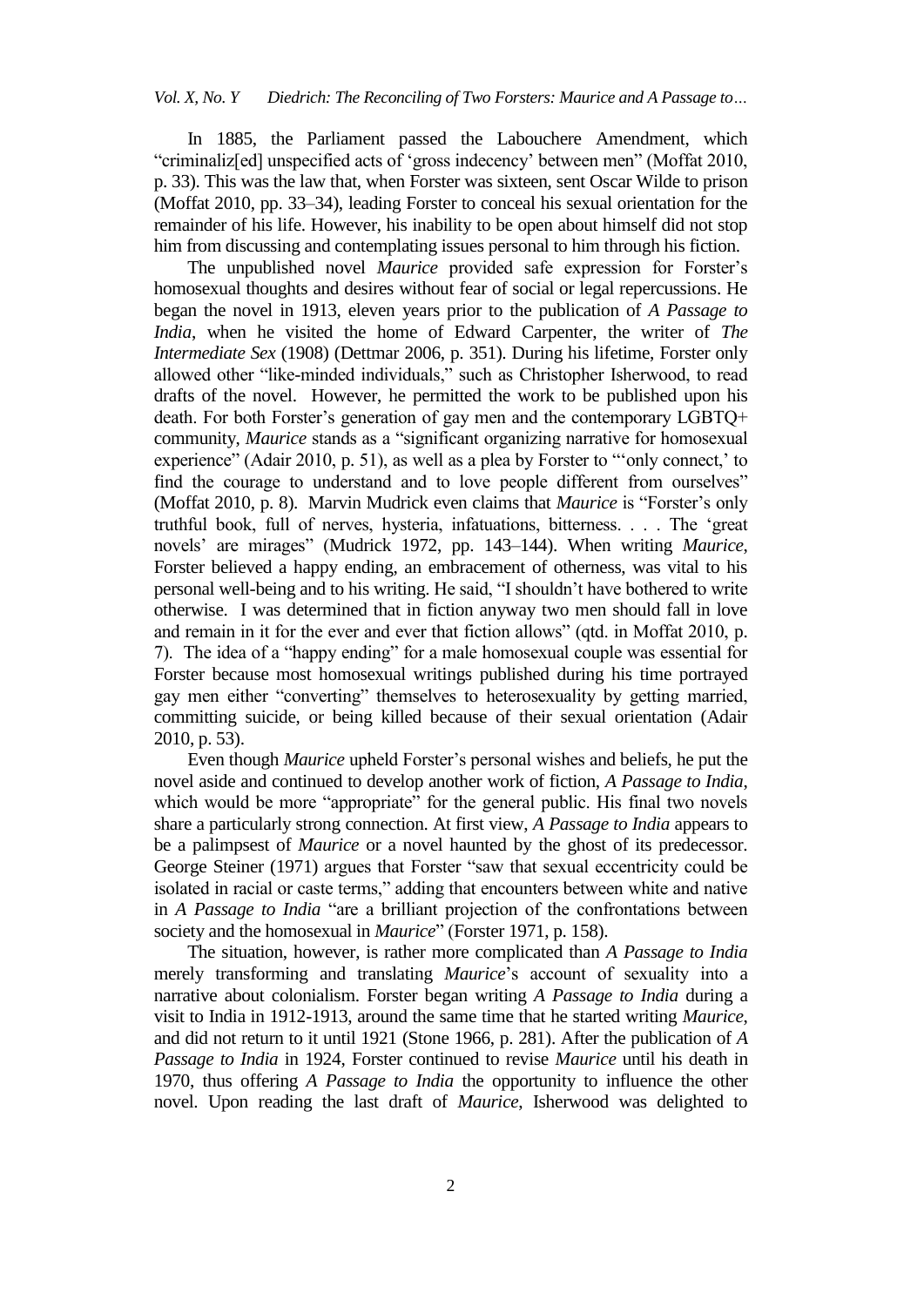In 1885, the Parliament passed the Labouchere Amendment, which "criminaliz[ed] unspecified acts of 'gross indecency' between men" (Moffat 2010, p. 33). This was the law that, when Forster was sixteen, sent Oscar Wilde to prison (Moffat 2010, pp. 33–34), leading Forster to conceal his sexual orientation for the remainder of his life. However, his inability to be open about himself did not stop him from discussing and contemplating issues personal to him through his fiction.

The unpublished novel *Maurice* provided safe expression for Forster's homosexual thoughts and desires without fear of social or legal repercussions. He began the novel in 1913, eleven years prior to the publication of *A Passage to India*, when he visited the home of Edward Carpenter, the writer of *The Intermediate Sex* (1908) (Dettmar 2006, p. 351). During his lifetime, Forster only allowed other "like-minded individuals," such as Christopher Isherwood, to read drafts of the novel. However, he permitted the work to be published upon his death. For both Forster's generation of gay men and the contemporary LGBTQ+ community, *Maurice* stands as a "significant organizing narrative for homosexual experience" (Adair 2010, p. 51), as well as a plea by Forster to "'only connect,' to find the courage to understand and to love people different from ourselves" (Moffat 2010, p. 8). Marvin Mudrick even claims that *Maurice* is "Forster's only truthful book, full of nerves, hysteria, infatuations, bitterness. . . . The 'great novels' are mirages" (Mudrick 1972, pp. 143–144). When writing *Maurice*, Forster believed a happy ending, an embracement of otherness, was vital to his personal well-being and to his writing. He said, "I shouldn't have bothered to write otherwise. I was determined that in fiction anyway two men should fall in love and remain in it for the ever and ever that fiction allows" (qtd. in Moffat 2010, p. 7). The idea of a "happy ending" for a male homosexual couple was essential for Forster because most homosexual writings published during his time portrayed gay men either "converting" themselves to heterosexuality by getting married, committing suicide, or being killed because of their sexual orientation (Adair 2010, p. 53).

Even though *Maurice* upheld Forster's personal wishes and beliefs, he put the novel aside and continued to develop another work of fiction, *A Passage to India*, which would be more "appropriate" for the general public. His final two novels share a particularly strong connection. At first view, *A Passage to India* appears to be a palimpsest of *Maurice* or a novel haunted by the ghost of its predecessor. George Steiner (1971) argues that Forster "saw that sexual eccentricity could be isolated in racial or caste terms," adding that encounters between white and native in *A Passage to India* "are a brilliant projection of the confrontations between society and the homosexual in *Maurice*" (Forster 1971, p. 158).

The situation, however, is rather more complicated than *A Passage to India* merely transforming and translating *Maurice*'s account of sexuality into a narrative about colonialism. Forster began writing *A Passage to India* during a visit to India in 1912-1913, around the same time that he started writing *Maurice*, and did not return to it until 1921 (Stone 1966, p. 281). After the publication of *A Passage to India* in 1924, Forster continued to revise *Maurice* until his death in 1970, thus offering *A Passage to India* the opportunity to influence the other novel. Upon reading the last draft of *Maurice*, Isherwood was delighted to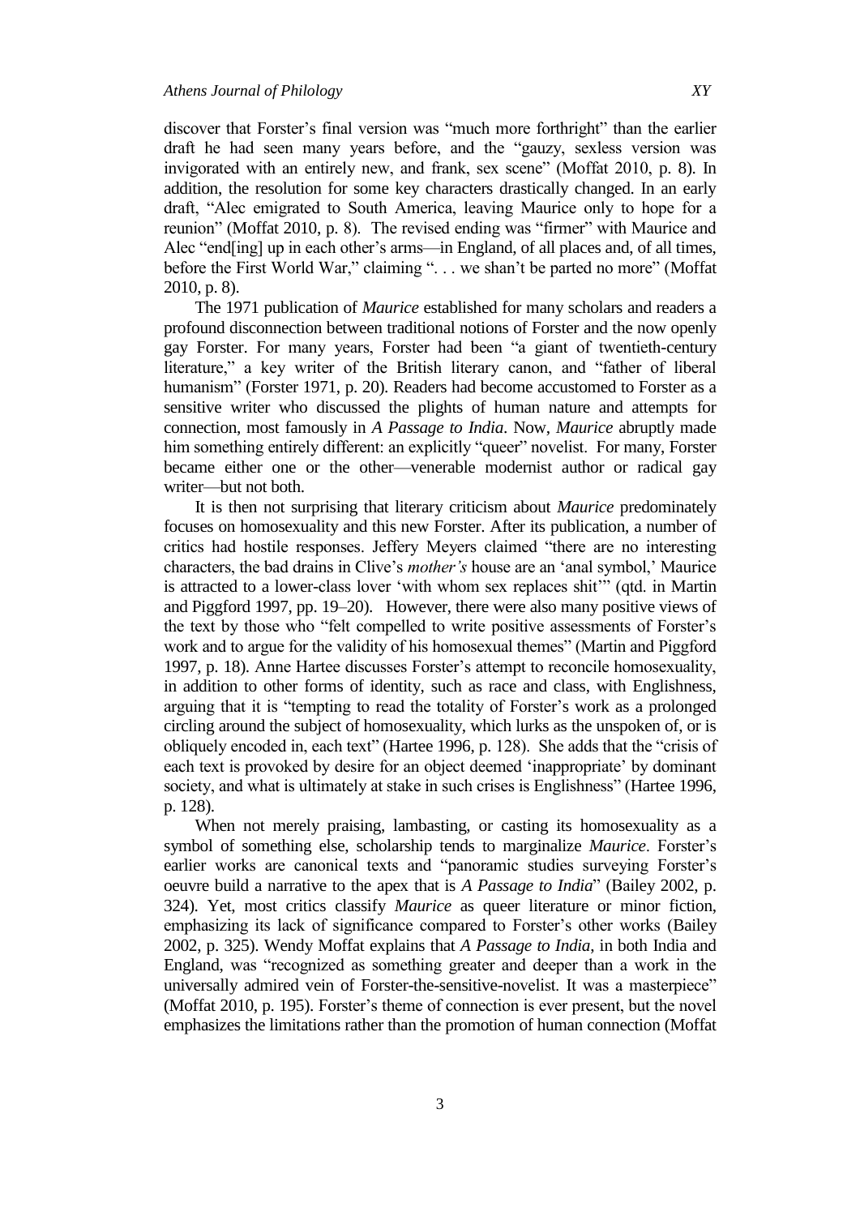discover that Forster's final version was "much more forthright" than the earlier draft he had seen many years before, and the "gauzy, sexless version was invigorated with an entirely new, and frank, sex scene" (Moffat 2010, p. 8). In addition, the resolution for some key characters drastically changed. In an early draft, "Alec emigrated to South America, leaving Maurice only to hope for a reunion" (Moffat 2010, p. 8). The revised ending was "firmer" with Maurice and Alec "end[ing] up in each other's arms—in England, of all places and, of all times, before the First World War," claiming ". . . we shan't be parted no more" (Moffat 2010, p. 8).

The 1971 publication of *Maurice* established for many scholars and readers a profound disconnection between traditional notions of Forster and the now openly gay Forster. For many years, Forster had been "a giant of twentieth-century literature," a key writer of the British literary canon, and "father of liberal humanism" (Forster 1971, p. 20). Readers had become accustomed to Forster as a sensitive writer who discussed the plights of human nature and attempts for connection, most famously in *A Passage to India*. Now, *Maurice* abruptly made him something entirely different: an explicitly "queer" novelist. For many, Forster became either one or the other—venerable modernist author or radical gay writer—but not both.

It is then not surprising that literary criticism about *Maurice* predominately focuses on homosexuality and this new Forster. After its publication, a number of critics had hostile responses. Jeffery Meyers claimed "there are no interesting characters, the bad drains in Clive's *mother's* house are an 'anal symbol,' Maurice is attracted to a lower-class lover 'with whom sex replaces shit'" (qtd. in Martin and Piggford 1997, pp. 19–20). However, there were also many positive views of the text by those who "felt compelled to write positive assessments of Forster's work and to argue for the validity of his homosexual themes" (Martin and Piggford 1997, p. 18). Anne Hartee discusses Forster's attempt to reconcile homosexuality, in addition to other forms of identity, such as race and class, with Englishness, arguing that it is "tempting to read the totality of Forster's work as a prolonged circling around the subject of homosexuality, which lurks as the unspoken of, or is obliquely encoded in, each text" (Hartee 1996, p. 128). She adds that the "crisis of each text is provoked by desire for an object deemed 'inappropriate' by dominant society, and what is ultimately at stake in such crises is Englishness" (Hartee 1996, p. 128).

When not merely praising, lambasting, or casting its homosexuality as a symbol of something else, scholarship tends to marginalize *Maurice*. Forster's earlier works are canonical texts and "panoramic studies surveying Forster's oeuvre build a narrative to the apex that is *A Passage to India*" (Bailey 2002, p. 324). Yet, most critics classify *Maurice* as queer literature or minor fiction, emphasizing its lack of significance compared to Forster's other works (Bailey 2002, p. 325). Wendy Moffat explains that *A Passage to India*, in both India and England, was "recognized as something greater and deeper than a work in the universally admired vein of Forster-the-sensitive-novelist. It was a masterpiece" (Moffat 2010, p. 195). Forster's theme of connection is ever present, but the novel emphasizes the limitations rather than the promotion of human connection (Moffat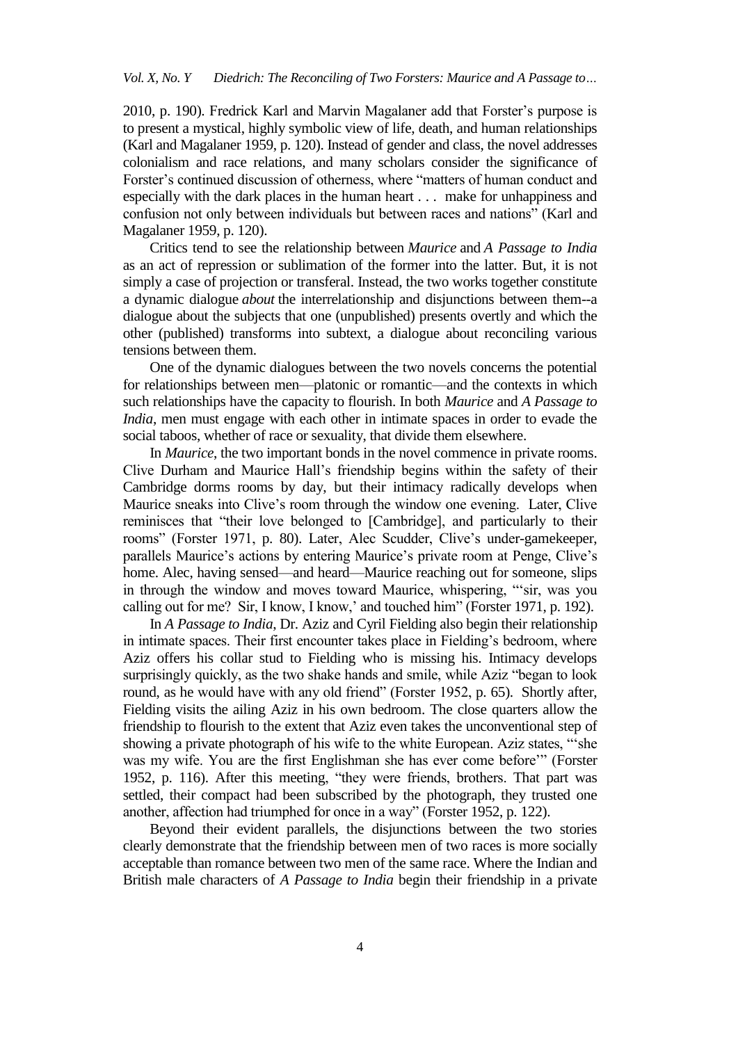2010, p. 190). Fredrick Karl and Marvin Magalaner add that Forster's purpose is to present a mystical, highly symbolic view of life, death, and human relationships (Karl and Magalaner 1959, p. 120). Instead of gender and class, the novel addresses colonialism and race relations, and many scholars consider the significance of Forster's continued discussion of otherness, where "matters of human conduct and especially with the dark places in the human heart . . . make for unhappiness and confusion not only between individuals but between races and nations" (Karl and Magalaner 1959, p. 120).

Critics tend to see the relationship between *Maurice* and *A Passage to India* as an act of repression or sublimation of the former into the latter. But, it is not simply a case of projection or transferal. Instead, the two works together constitute a dynamic dialogue *about* the interrelationship and disjunctions between them--a dialogue about the subjects that one (unpublished) presents overtly and which the other (published) transforms into subtext, a dialogue about reconciling various tensions between them.

One of the dynamic dialogues between the two novels concerns the potential for relationships between men—platonic or romantic—and the contexts in which such relationships have the capacity to flourish. In both *Maurice* and *A Passage to India*, men must engage with each other in intimate spaces in order to evade the social taboos, whether of race or sexuality, that divide them elsewhere.

In *Maurice*, the two important bonds in the novel commence in private rooms. Clive Durham and Maurice Hall's friendship begins within the safety of their Cambridge dorms rooms by day, but their intimacy radically develops when Maurice sneaks into Clive's room through the window one evening. Later, Clive reminisces that "their love belonged to [Cambridge], and particularly to their rooms" (Forster 1971, p. 80). Later, Alec Scudder, Clive's under-gamekeeper, parallels Maurice's actions by entering Maurice's private room at Penge, Clive's home. Alec, having sensed—and heard—Maurice reaching out for someone, slips in through the window and moves toward Maurice, whispering, "'sir, was you calling out for me? Sir, I know, I know,' and touched him" (Forster 1971, p. 192).

In *A Passage to India*, Dr. Aziz and Cyril Fielding also begin their relationship in intimate spaces. Their first encounter takes place in Fielding's bedroom, where Aziz offers his collar stud to Fielding who is missing his. Intimacy develops surprisingly quickly, as the two shake hands and smile, while Aziz "began to look round, as he would have with any old friend" (Forster 1952, p. 65). Shortly after, Fielding visits the ailing Aziz in his own bedroom. The close quarters allow the friendship to flourish to the extent that Aziz even takes the unconventional step of showing a private photograph of his wife to the white European. Aziz states, "'she was my wife. You are the first Englishman she has ever come before'" (Forster 1952, p. 116). After this meeting, "they were friends, brothers. That part was settled, their compact had been subscribed by the photograph, they trusted one another, affection had triumphed for once in a way" (Forster 1952, p. 122).

Beyond their evident parallels, the disjunctions between the two stories clearly demonstrate that the friendship between men of two races is more socially acceptable than romance between two men of the same race. Where the Indian and British male characters of *A Passage to India* begin their friendship in a private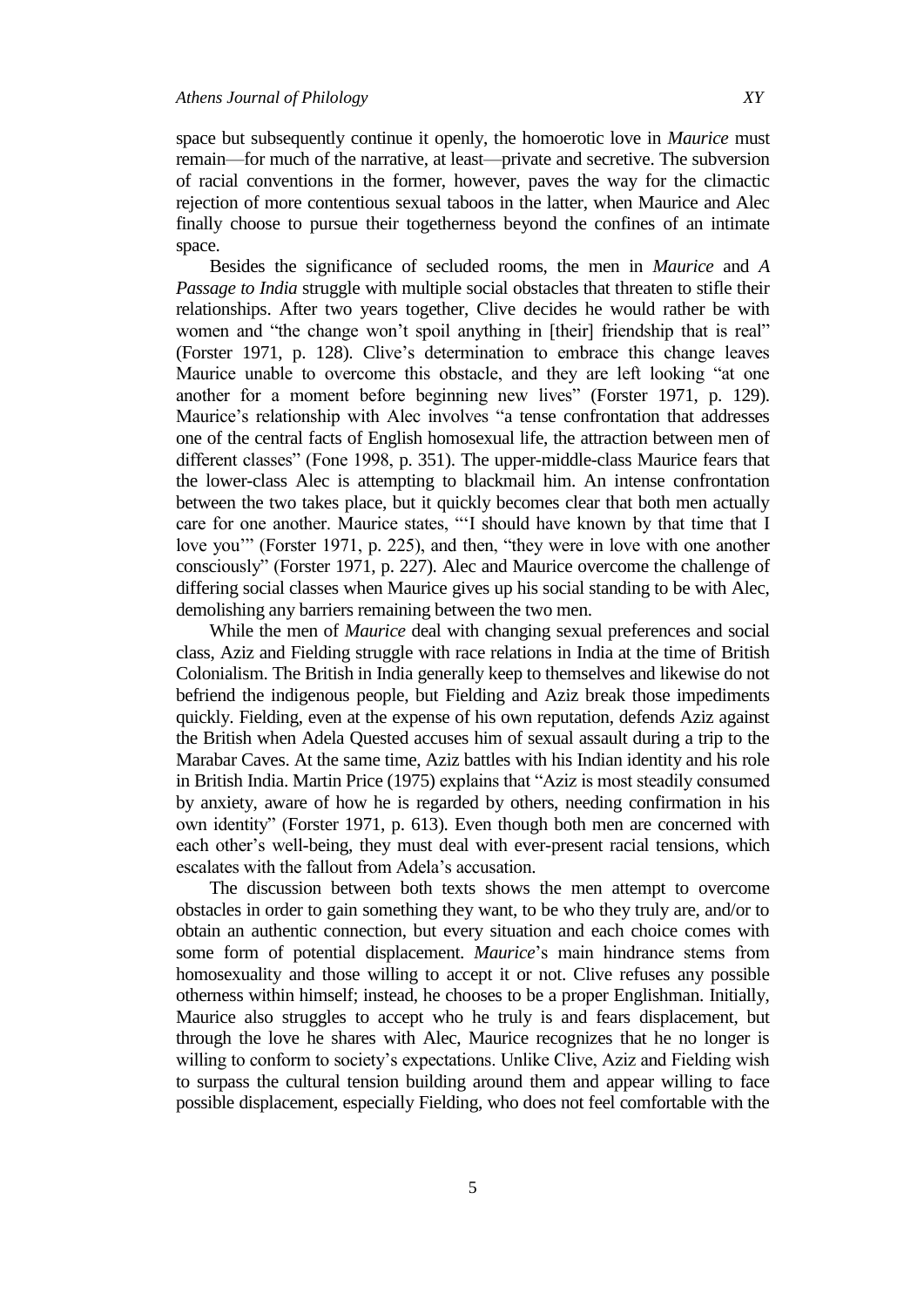space but subsequently continue it openly, the homoerotic love in *Maurice* must remain—for much of the narrative, at least—private and secretive. The subversion of racial conventions in the former, however, paves the way for the climactic rejection of more contentious sexual taboos in the latter, when Maurice and Alec finally choose to pursue their togetherness beyond the confines of an intimate space.

Besides the significance of secluded rooms, the men in *Maurice* and *A Passage to India* struggle with multiple social obstacles that threaten to stifle their relationships. After two years together, Clive decides he would rather be with women and "the change won't spoil anything in [their] friendship that is real" (Forster 1971, p. 128). Clive's determination to embrace this change leaves Maurice unable to overcome this obstacle, and they are left looking "at one another for a moment before beginning new lives" (Forster 1971, p. 129). Maurice's relationship with Alec involves "a tense confrontation that addresses one of the central facts of English homosexual life, the attraction between men of different classes" (Fone 1998, p. 351). The upper-middle-class Maurice fears that the lower-class Alec is attempting to blackmail him. An intense confrontation between the two takes place, but it quickly becomes clear that both men actually care for one another. Maurice states, "'I should have known by that time that I love you'" (Forster 1971, p. 225), and then, "they were in love with one another consciously" (Forster 1971, p. 227). Alec and Maurice overcome the challenge of differing social classes when Maurice gives up his social standing to be with Alec, demolishing any barriers remaining between the two men.

While the men of *Maurice* deal with changing sexual preferences and social class, Aziz and Fielding struggle with race relations in India at the time of British Colonialism. The British in India generally keep to themselves and likewise do not befriend the indigenous people, but Fielding and Aziz break those impediments quickly. Fielding, even at the expense of his own reputation, defends Aziz against the British when Adela Quested accuses him of sexual assault during a trip to the Marabar Caves. At the same time, Aziz battles with his Indian identity and his role in British India. Martin Price (1975) explains that "Aziz is most steadily consumed by anxiety, aware of how he is regarded by others, needing confirmation in his own identity" (Forster 1971, p. 613). Even though both men are concerned with each other's well-being, they must deal with ever-present racial tensions, which escalates with the fallout from Adela's accusation.

The discussion between both texts shows the men attempt to overcome obstacles in order to gain something they want, to be who they truly are, and/or to obtain an authentic connection, but every situation and each choice comes with some form of potential displacement. *Maurice*'s main hindrance stems from homosexuality and those willing to accept it or not. Clive refuses any possible otherness within himself; instead, he chooses to be a proper Englishman. Initially, Maurice also struggles to accept who he truly is and fears displacement, but through the love he shares with Alec, Maurice recognizes that he no longer is willing to conform to society's expectations. Unlike Clive, Aziz and Fielding wish to surpass the cultural tension building around them and appear willing to face possible displacement, especially Fielding, who does not feel comfortable with the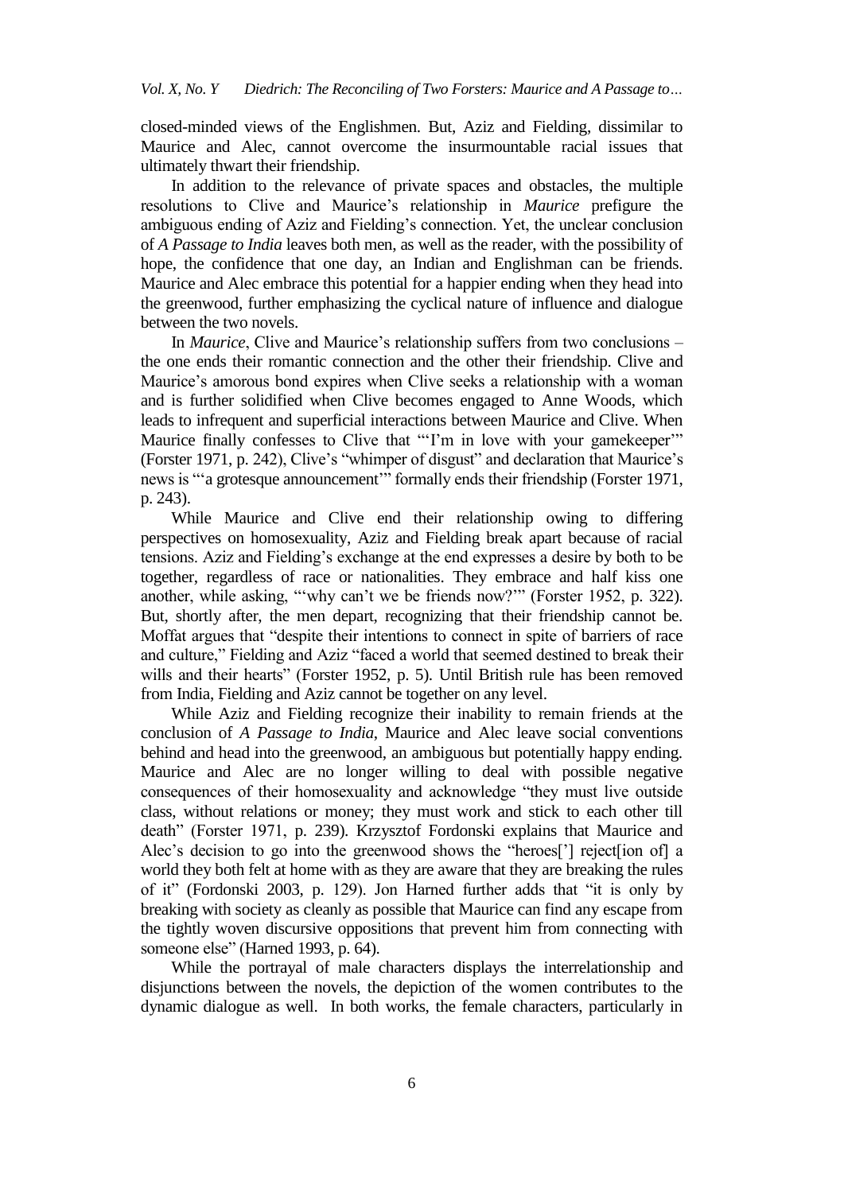closed-minded views of the Englishmen. But, Aziz and Fielding, dissimilar to Maurice and Alec, cannot overcome the insurmountable racial issues that ultimately thwart their friendship.

In addition to the relevance of private spaces and obstacles, the multiple resolutions to Clive and Maurice's relationship in *Maurice* prefigure the ambiguous ending of Aziz and Fielding's connection. Yet, the unclear conclusion of *A Passage to India* leaves both men, as well as the reader, with the possibility of hope, the confidence that one day, an Indian and Englishman can be friends. Maurice and Alec embrace this potential for a happier ending when they head into the greenwood, further emphasizing the cyclical nature of influence and dialogue between the two novels.

In *Maurice*, Clive and Maurice's relationship suffers from two conclusions – the one ends their romantic connection and the other their friendship. Clive and Maurice's amorous bond expires when Clive seeks a relationship with a woman and is further solidified when Clive becomes engaged to Anne Woods, which leads to infrequent and superficial interactions between Maurice and Clive. When Maurice finally confesses to Clive that "'I'm in love with your gamekeeper'" (Forster 1971, p. 242), Clive's "whimper of disgust" and declaration that Maurice's news is "'a grotesque announcement'" formally ends their friendship (Forster 1971, p. 243).

While Maurice and Clive end their relationship owing to differing perspectives on homosexuality, Aziz and Fielding break apart because of racial tensions. Aziz and Fielding's exchange at the end expresses a desire by both to be together, regardless of race or nationalities. They embrace and half kiss one another, while asking, "'why can't we be friends now?'" (Forster 1952, p. 322). But, shortly after, the men depart, recognizing that their friendship cannot be. Moffat argues that "despite their intentions to connect in spite of barriers of race and culture," Fielding and Aziz "faced a world that seemed destined to break their wills and their hearts" (Forster 1952, p. 5). Until British rule has been removed from India, Fielding and Aziz cannot be together on any level.

While Aziz and Fielding recognize their inability to remain friends at the conclusion of *A Passage to India*, Maurice and Alec leave social conventions behind and head into the greenwood, an ambiguous but potentially happy ending. Maurice and Alec are no longer willing to deal with possible negative consequences of their homosexuality and acknowledge "they must live outside class, without relations or money; they must work and stick to each other till death" (Forster 1971, p. 239). Krzysztof Fordonski explains that Maurice and Alec's decision to go into the greenwood shows the "heroes['] reject[ion of] a world they both felt at home with as they are aware that they are breaking the rules of it" (Fordonski 2003, p. 129). Jon Harned further adds that "it is only by breaking with society as cleanly as possible that Maurice can find any escape from the tightly woven discursive oppositions that prevent him from connecting with someone else" (Harned 1993, p. 64).

While the portrayal of male characters displays the interrelationship and disjunctions between the novels, the depiction of the women contributes to the dynamic dialogue as well. In both works, the female characters, particularly in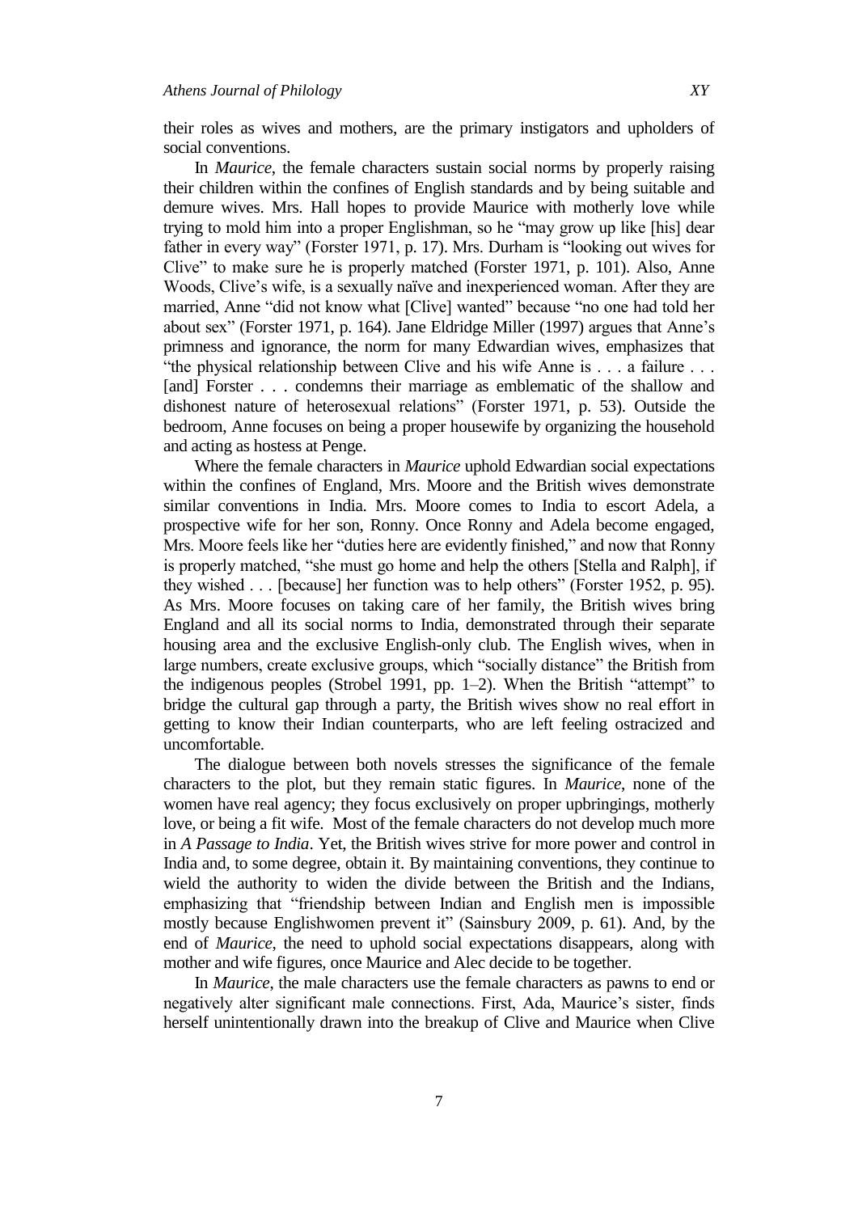their roles as wives and mothers, are the primary instigators and upholders of social conventions.

In *Maurice*, the female characters sustain social norms by properly raising their children within the confines of English standards and by being suitable and demure wives. Mrs. Hall hopes to provide Maurice with motherly love while trying to mold him into a proper Englishman, so he "may grow up like [his] dear father in every way" (Forster 1971, p. 17). Mrs. Durham is "looking out wives for Clive" to make sure he is properly matched (Forster 1971, p. 101). Also, Anne Woods, Clive's wife, is a sexually naïve and inexperienced woman. After they are married, Anne "did not know what [Clive] wanted" because "no one had told her about sex" (Forster 1971, p. 164). Jane Eldridge Miller (1997) argues that Anne's primness and ignorance, the norm for many Edwardian wives, emphasizes that "the physical relationship between Clive and his wife Anne is . . . a failure . . . [and] Forster . . . condemns their marriage as emblematic of the shallow and dishonest nature of heterosexual relations" (Forster 1971, p. 53). Outside the bedroom, Anne focuses on being a proper housewife by organizing the household and acting as hostess at Penge.

Where the female characters in *Maurice* uphold Edwardian social expectations within the confines of England, Mrs. Moore and the British wives demonstrate similar conventions in India. Mrs. Moore comes to India to escort Adela, a prospective wife for her son, Ronny. Once Ronny and Adela become engaged, Mrs. Moore feels like her "duties here are evidently finished," and now that Ronny is properly matched, "she must go home and help the others [Stella and Ralph], if they wished . . . [because] her function was to help others" (Forster 1952, p. 95). As Mrs. Moore focuses on taking care of her family, the British wives bring England and all its social norms to India, demonstrated through their separate housing area and the exclusive English-only club. The English wives, when in large numbers, create exclusive groups, which "socially distance" the British from the indigenous peoples (Strobel 1991, pp. 1–2). When the British "attempt" to bridge the cultural gap through a party, the British wives show no real effort in getting to know their Indian counterparts, who are left feeling ostracized and uncomfortable.

The dialogue between both novels stresses the significance of the female characters to the plot, but they remain static figures. In *Maurice*, none of the women have real agency; they focus exclusively on proper upbringings, motherly love, or being a fit wife. Most of the female characters do not develop much more in *A Passage to India*. Yet, the British wives strive for more power and control in India and, to some degree, obtain it. By maintaining conventions, they continue to wield the authority to widen the divide between the British and the Indians, emphasizing that "friendship between Indian and English men is impossible mostly because Englishwomen prevent it" (Sainsbury 2009, p. 61). And, by the end of *Maurice*, the need to uphold social expectations disappears, along with mother and wife figures, once Maurice and Alec decide to be together.

In *Maurice*, the male characters use the female characters as pawns to end or negatively alter significant male connections. First, Ada, Maurice's sister, finds herself unintentionally drawn into the breakup of Clive and Maurice when Clive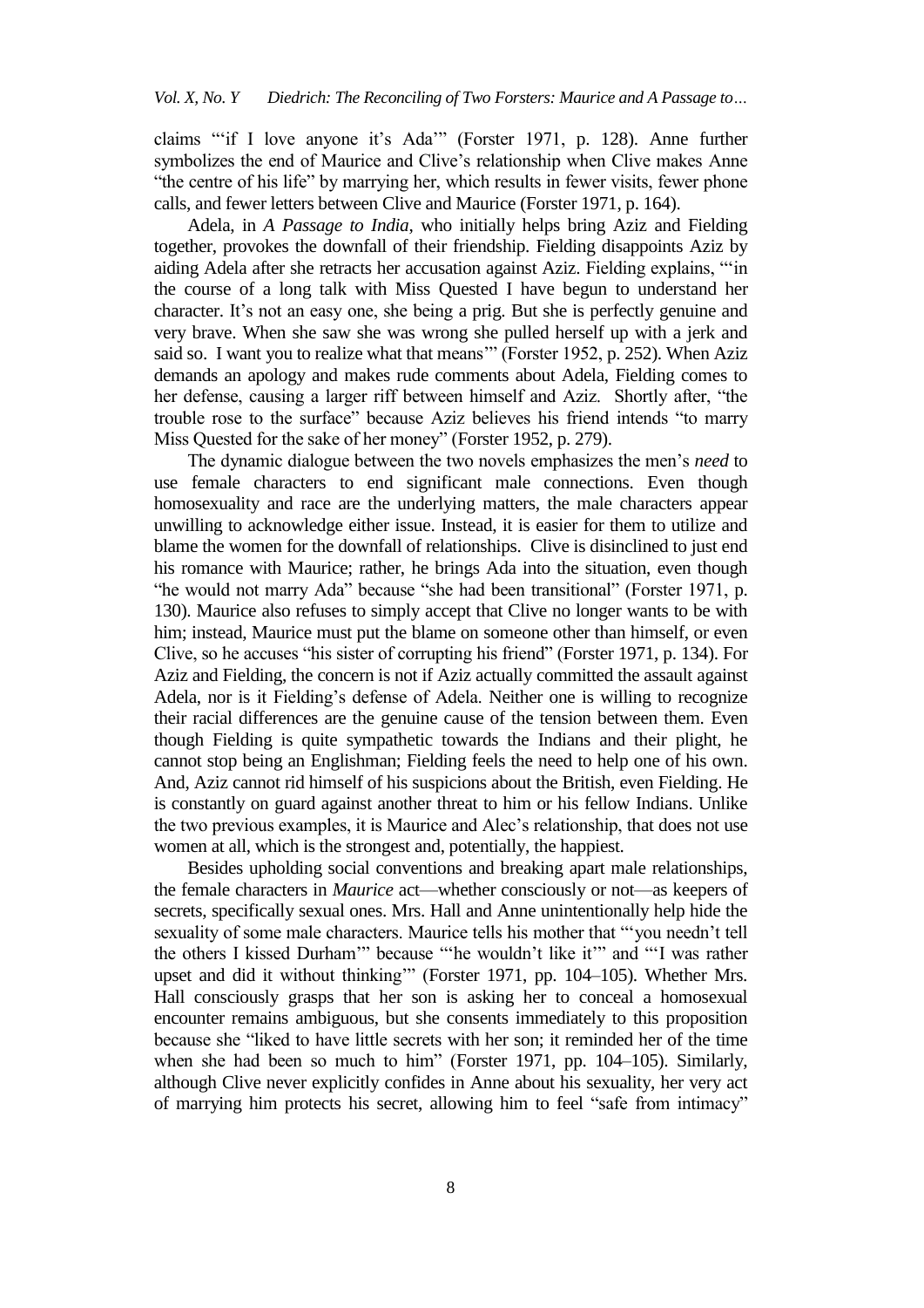claims "'if I love anyone it's Ada'" (Forster 1971, p. 128). Anne further symbolizes the end of Maurice and Clive's relationship when Clive makes Anne "the centre of his life" by marrying her, which results in fewer visits, fewer phone calls, and fewer letters between Clive and Maurice (Forster 1971, p. 164).

Adela, in *A Passage to India*, who initially helps bring Aziz and Fielding together, provokes the downfall of their friendship. Fielding disappoints Aziz by aiding Adela after she retracts her accusation against Aziz. Fielding explains, "'in the course of a long talk with Miss Quested I have begun to understand her character. It's not an easy one, she being a prig. But she is perfectly genuine and very brave. When she saw she was wrong she pulled herself up with a jerk and said so. I want you to realize what that means'" (Forster 1952, p. 252). When Aziz demands an apology and makes rude comments about Adela, Fielding comes to her defense, causing a larger riff between himself and Aziz. Shortly after, "the trouble rose to the surface" because Aziz believes his friend intends "to marry Miss Quested for the sake of her money" (Forster 1952, p. 279).

The dynamic dialogue between the two novels emphasizes the men's *need* to use female characters to end significant male connections. Even though homosexuality and race are the underlying matters, the male characters appear unwilling to acknowledge either issue. Instead, it is easier for them to utilize and blame the women for the downfall of relationships. Clive is disinclined to just end his romance with Maurice; rather, he brings Ada into the situation, even though "he would not marry Ada" because "she had been transitional" (Forster 1971, p. 130). Maurice also refuses to simply accept that Clive no longer wants to be with him; instead, Maurice must put the blame on someone other than himself, or even Clive, so he accuses "his sister of corrupting his friend" (Forster 1971, p. 134). For Aziz and Fielding, the concern is not if Aziz actually committed the assault against Adela, nor is it Fielding's defense of Adela. Neither one is willing to recognize their racial differences are the genuine cause of the tension between them. Even though Fielding is quite sympathetic towards the Indians and their plight, he cannot stop being an Englishman; Fielding feels the need to help one of his own. And, Aziz cannot rid himself of his suspicions about the British, even Fielding. He is constantly on guard against another threat to him or his fellow Indians. Unlike the two previous examples, it is Maurice and Alec's relationship, that does not use women at all, which is the strongest and, potentially, the happiest.

Besides upholding social conventions and breaking apart male relationships, the female characters in *Maurice* act—whether consciously or not—as keepers of secrets, specifically sexual ones. Mrs. Hall and Anne unintentionally help hide the sexuality of some male characters. Maurice tells his mother that "'you needn't tell the others I kissed Durham'" because "'he wouldn't like it'" and "'I was rather upset and did it without thinking'" (Forster 1971, pp. 104–105). Whether Mrs. Hall consciously grasps that her son is asking her to conceal a homosexual encounter remains ambiguous, but she consents immediately to this proposition because she "liked to have little secrets with her son; it reminded her of the time when she had been so much to him" (Forster 1971, pp. 104–105). Similarly, although Clive never explicitly confides in Anne about his sexuality, her very act of marrying him protects his secret, allowing him to feel "safe from intimacy"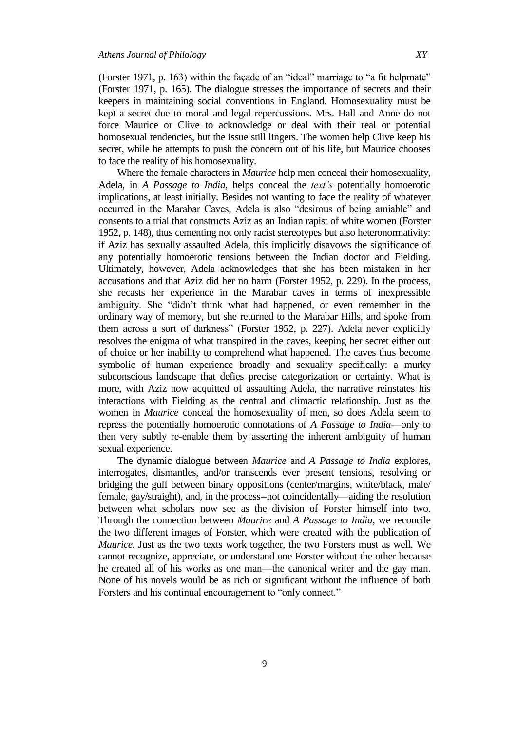(Forster 1971, p. 163) within the façade of an "ideal" marriage to "a fit helpmate" (Forster 1971, p. 165). The dialogue stresses the importance of secrets and their keepers in maintaining social conventions in England. Homosexuality must be kept a secret due to moral and legal repercussions. Mrs. Hall and Anne do not force Maurice or Clive to acknowledge or deal with their real or potential homosexual tendencies, but the issue still lingers. The women help Clive keep his secret, while he attempts to push the concern out of his life, but Maurice chooses to face the reality of his homosexuality.

Where the female characters in *Maurice* help men conceal their homosexuality, Adela, in *A Passage to India*, helps conceal the *text's* potentially homoerotic implications, at least initially. Besides not wanting to face the reality of whatever occurred in the Marabar Caves, Adela is also "desirous of being amiable" and consents to a trial that constructs Aziz as an Indian rapist of white women (Forster 1952, p. 148), thus cementing not only racist stereotypes but also heteronormativity: if Aziz has sexually assaulted Adela, this implicitly disavows the significance of any potentially homoerotic tensions between the Indian doctor and Fielding. Ultimately, however, Adela acknowledges that she has been mistaken in her accusations and that Aziz did her no harm (Forster 1952, p. 229). In the process, she recasts her experience in the Marabar caves in terms of inexpressible ambiguity. She "didn't think what had happened, or even remember in the ordinary way of memory, but she returned to the Marabar Hills, and spoke from them across a sort of darkness" (Forster 1952, p. 227). Adela never explicitly resolves the enigma of what transpired in the caves, keeping her secret either out of choice or her inability to comprehend what happened. The caves thus become symbolic of human experience broadly and sexuality specifically: a murky subconscious landscape that defies precise categorization or certainty. What is more, with Aziz now acquitted of assaulting Adela, the narrative reinstates his interactions with Fielding as the central and climactic relationship. Just as the women in *Maurice* conceal the homosexuality of men, so does Adela seem to repress the potentially homoerotic connotations of *A Passage to India*—only to then very subtly re-enable them by asserting the inherent ambiguity of human sexual experience.

The dynamic dialogue between *Maurice* and *A Passage to India* explores, interrogates, dismantles, and/or transcends ever present tensions, resolving or bridging the gulf between binary oppositions (center/margins, white/black, male/ female, gay/straight), and, in the process--not coincidentally—aiding the resolution between what scholars now see as the division of Forster himself into two. Through the connection between *Maurice* and *A Passage to India*, we reconcile the two different images of Forster, which were created with the publication of *Maurice*. Just as the two texts work together, the two Forsters must as well. We cannot recognize, appreciate, or understand one Forster without the other because he created all of his works as one man—the canonical writer and the gay man. None of his novels would be as rich or significant without the influence of both Forsters and his continual encouragement to "only connect."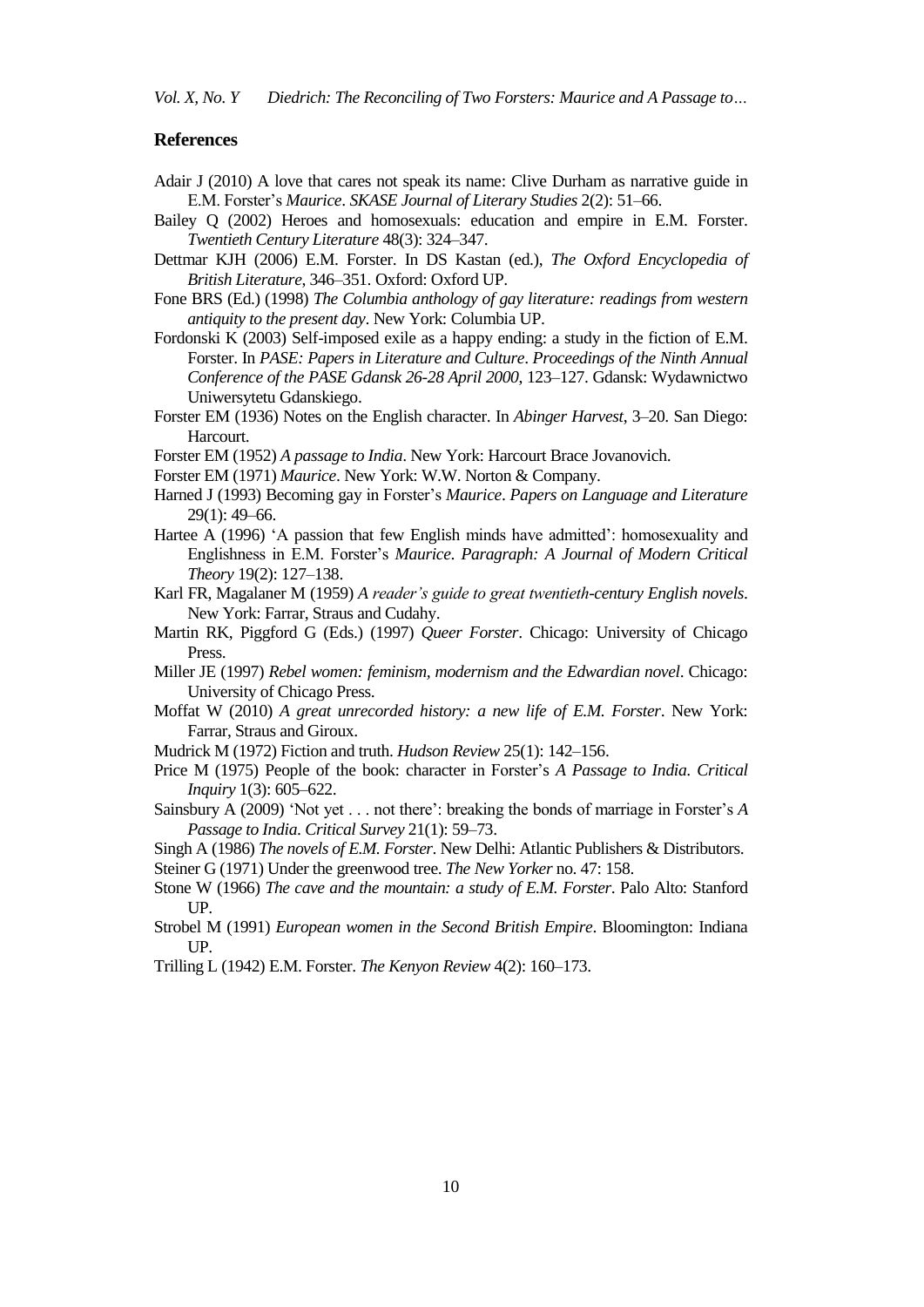## References

Adair J (2010) A love that cares not speak its name: Clive Durham as narrative guide in E.M. Forster's *Maurice*. *SKASE Journal of Literary Studies* 2(2): 51–66.

Bailey Q (2002) Heroes and homosexuals: education and empire in E.M. Forster. *Twentieth Century Literature* 48(3): 324–347.

Dettmar KJH (2006) E.M. Forster. In DS Kastan (ed.), *The Oxford Encyclopedia of British Literature*, 346–351. Oxford: Oxford UP.

Fone BRS (Ed.) (1998) *The Columbia anthology of gay literature: readings from western antiquity to the present day*. New York: Columbia UP.

Fordonski K (2003) Self-imposed exile as a happy ending: a study in the fiction of E.M. Forster. In *PASE: Papers in Literature and Culture. Proceedings of the Ninth Annual Conference of the PASE Gdansk 26-28 April 2000*, 123–127. Gdansk: Wydawnictwo Uniwersytetu Gdanskiego.

Forster EM (1936) Notes on the English character. In *Abinger Harvest*, 3–20. San Diego: Harcourt.

Forster EM (1952) *A passage to India*. New York: Harcourt Brace Jovanovich.

Forster EM (1971) *Maurice*. New York: W.W. Norton & Company.

Harned J (1993) Becoming gay in Forster's *Maurice*. *Papers on Language and Literature* 29(1): 49–66.

Hartee A (1996) 'A passion that few English minds have admitted': homosexuality and Englishness in E.M. Forster's *Maurice*. *Paragraph: A Journal of Modern Critical Theory* 19(2): 127–138.

Karl FR, Magalaner M (1959) *A reader's guide to great twentieth-century English novels*. New York: Farrar, Straus and Cudahy.

Martin RK, Piggford G (Eds.) (1997) *Queer Forster*. Chicago: University of Chicago Press.

Miller JE (1997) *Rebel women: feminism, modernism and the Edwardian novel*. Chicago: University of Chicago Press.

Moffat W (2010) *A great unrecorded history: a new life of E.M. Forster*. New York: Farrar, Straus and Giroux.

Mudrick M (1972) Fiction and truth. *Hudson Review* 25(1): 142–156.

Price M (1975) People of the book: character in Forster's *A Passage to India*. *Critical Inquiry* 1(3): 605–622.

Sainsbury A (2009) 'Not yet . . . not there': breaking the bonds of marriage in Forster's *A Passage to India*. *Critical Survey* 21(1): 59–73.

Singh A (1986) *The novels of E.M. Forster*. New Delhi: Atlantic Publishers & Distributors.

Steiner G (1971) Under the greenwood tree. *The New Yorker* no. 47: 158.

Stone W (1966) *The cave and the mountain: a study of E.M. Forster*. Palo Alto: Stanford UP.

Strobel M (1991) *European women in the Second British Empire*. Bloomington: Indiana UP.

Trilling L (1942) E.M. Forster. *The Kenyon Review* 4(2): 160–173.